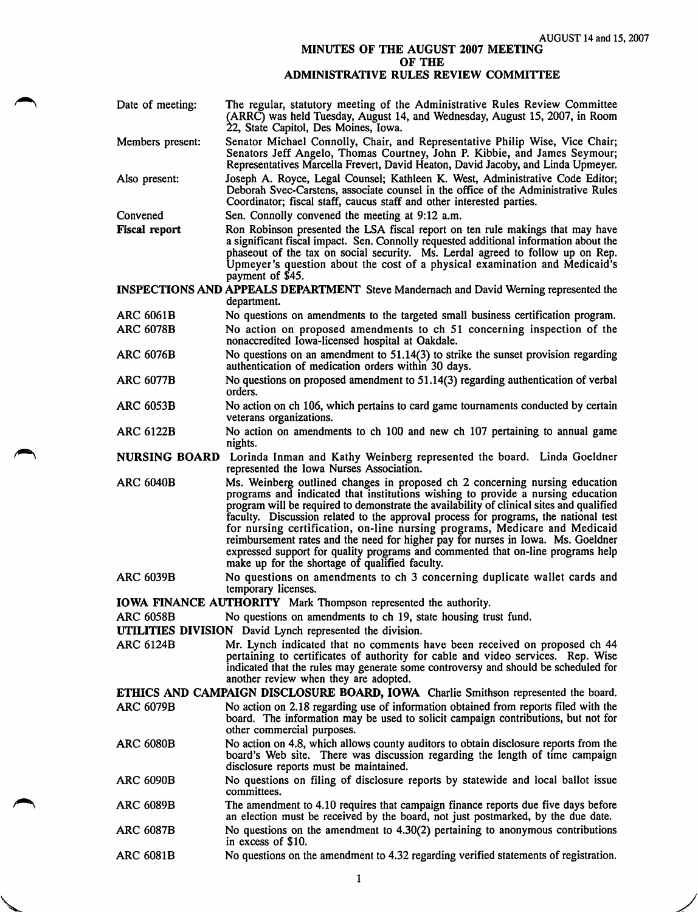AUGUST 14 and 15, 2007

# MINUTES OF THE AUGUST 2007 MEETING OF THE ADMINISTRATIVE RULES REVIEW COMMITTEE

**Date of meeting:** The regular, statutory meeting of the Administrative Rules Review Committee (ARRC) was held Tuesday, August 14, and Wednesday, August 15, 2007, in Room 22, State Capitol, Des Moines, Iowa.

**Members present:** Senator Michael Connolly, Chair, and Representative Philip Wise, Vice Chair; Senators Jeff Angelo, Thomas Courtney, John P. Kibbie, and James Seymour; Representatives Marcella Frevert, David Heaton, David Jacoby, and Linda Upmeyer.

**Also present:** Joseph A. Royce, Legal Counsel; Kathleen K. West, Administrative Code Editor; Deborah Svec-Carstens, associate counsel in the office of the Administrative Rules Coordinator; fiscal staff, caucus staff and other interested parties.

**Convened** Sen. Connolly convened the meeting at 9:12 a.m.

**Fiscal report** Ron Robinson presented the LSA fiscal report on ten rule makings that may have a significant fiscal impact. Sen. Connolly requested additional information about the phaseout of the tax on social security. Ms. Lerdal agreed to follow up on Rep. Upmeyer's question about the cost of a physical examination and Medicaid's payment of $45.

**INSPECTIONS AND APPEALS DEPARTMENT** Steve Mandernach and David Werning represented the department.

ARC 6061B No questions on amendments to the targeted small business certification program.

ARC 6078B No action on proposed amendments to ch 51 concerning inspection of the nonaccredited Iowa-licensed hospital at Oakdale.

ARC 6076B No questions on an amendment to 51.14(3) to strike the sunset provision regarding authentication of medication orders within 30 days.

ARC 6077B No questions on proposed amendment to 51.14(3) regarding authentication of verbal orders.

ARC 6053B No action on ch 106, which pertains to card game tournaments conducted by certain veterans organizations.

ARC 6122B No action on amendments to ch 100 and new ch 107 pertaining to annual game nights.

**NURSING BOARD** Lorinda Inman and Kathy Weinberg represented the board. Linda Goeldner represented the Iowa Nurses Association.

ARC 6040B Ms. Weinberg outlined changes in proposed ch 2 concerning nursing education programs and indicated that institutions wishing to provide a nursing education program will be required to demonstrate the availability of clinical sites and qualified faculty. Discussion related to the approval process for programs, the national test for nursing certification, on-line nursing programs, Medicare and Medicaid reimbursement rates and the need for higher pay for nurses in Iowa. Ms. Goeldner expressed support for quality programs and commented that on-line programs help make up for the shortage of qualified faculty.

ARC 6039B No questions on amendments to ch 3 concerning duplicate wallet cards and temporary licenses.

**IOWA FINANCE AUTHORITY** Mark Thompson represented the authority.

ARC 6058B No questions on amendments to ch 19, state housing trust fund.

**UTILITIES DIVISION** David Lynch represented the division.

ARC 6124B Mr. Lynch indicated that no comments have been received on proposed ch 44 pertaining to certificates of authority for cable and video services. Rep. Wise indicated that the rules may generate some controversy and should be scheduled for another review when they are adopted.

**ETHICS AND CAMPAIGN DISCLOSURE BOARD, IOWA** Charlie Smithson represented the board.

ARC 6079B No action on 2.18 regarding use of information obtained from reports filed with the board. The information may be used to solicit campaign contributions, but not for other commercial purposes.

ARC 6080B No action on 4.8, which allows county auditors to obtain disclosure reports from the board's Web site. There was discussion regarding the length of time campaign disclosure reports must be maintained.

ARC 6090B No questions on filing of disclosure reports by statewide and local ballot issue committees.

ARC 6089B The amendment to 4.10 requires that campaign finance reports due five days before an election must be received by the board, not just postmarked, by the due date.

ARC 6087B No questions on the amendment to 4.30(2) pertaining to anonymous contributions in excess of $10.

ARC 6081B No questions on the amendment to 4.32 regarding verified statements of registration.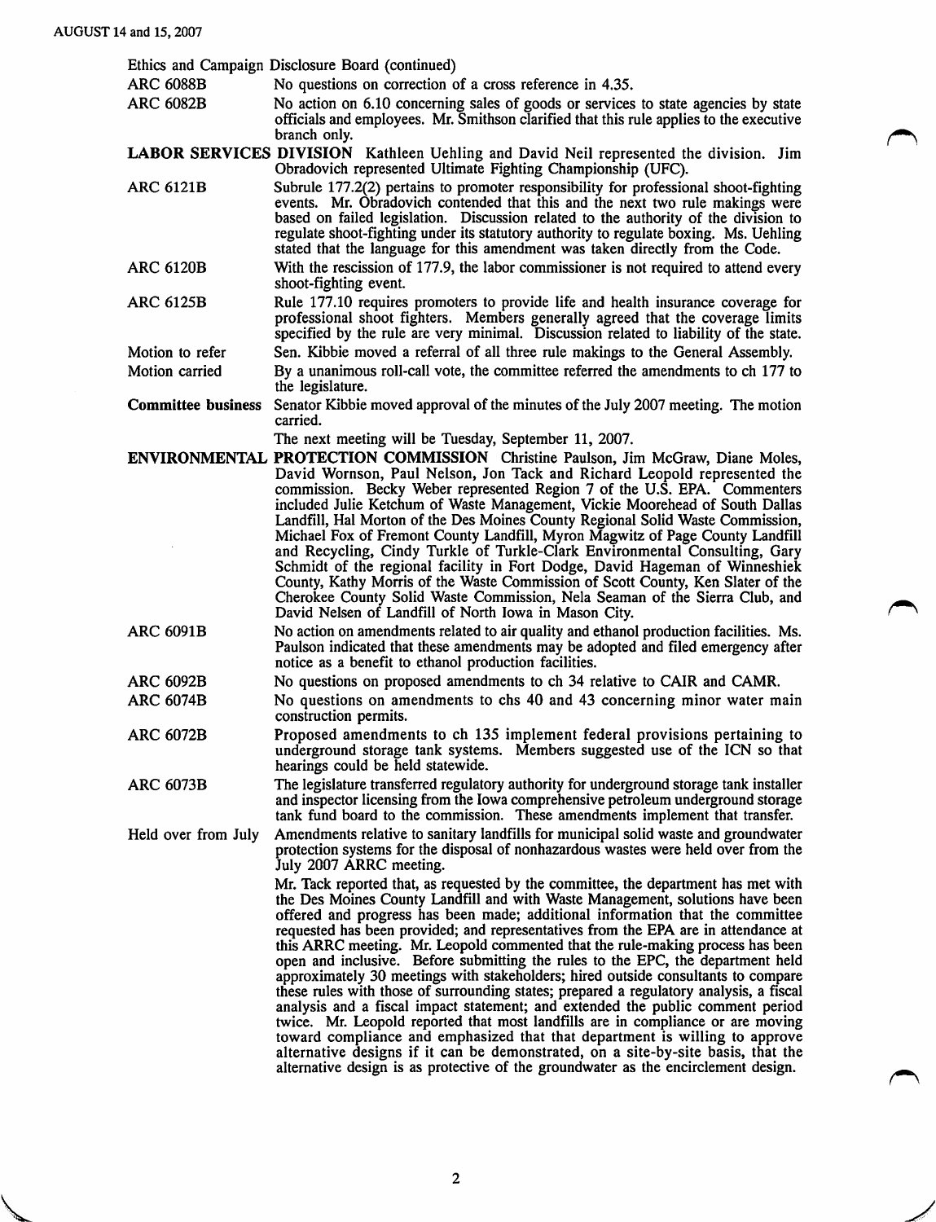Ethics and Campaign Disclosure Board (continued)

**ARC 6088B** No questions on correction of a cross reference in 4.35.

**ARC 6082B** No action on 6.10 concerning sales of goods or services to state agencies by state officials and employees. Mr. Smithson clarified that this rule applies to the executive branch only.

**LABOR SERVICES DIVISION** Kathleen Uehling and David Neil represented the division. Jim Obradovich represented Ultimate Fighting Championship (UFC).

**ARC 6121B** Subrule 177.2(2) pertains to promoter responsibility for professional shoot-fighting events. Mr. Obradovich contended that this and the next two rule makings were based on failed legislation. Discussion related to the authority of the division to regulate shoot-fighting under its statutory authority to regulate boxing. Ms. Uehling stated that the language for this amendment was taken directly from the Code.

**ARC 6120B** With the rescission of 177.9, the labor commissioner is not required to attend every shoot-fighting event.

**ARC 6125B** Rule 177.10 requires promoters to provide life and health insurance coverage for professional shoot fighters. Members generally agreed that the coverage limits specified by the rule are very minimal. Discussion related to liability of the state.

**Motion to refer** Sen. Kibbie moved a referral of all three rule makings to the General Assembly.

**Motion carried** By a unanimous roll-call vote, the committee referred the amendments to ch 177 to the legislature.

**Committee business** Senator Kibbie moved approval of the minutes of the July 2007 meeting. The motion carried.

The next meeting will be Tuesday, September 11, 2007.

**ENVIRONMENTAL PROTECTION COMMISSION** Christine Paulson, Jim McGraw, Diane Moles, David Wornson, Paul Nelson, Jon Tack and Richard Leopold represented the commission. Becky Weber represented Region 7 of the U.S. EPA. Commenters included Julie Ketchum of Waste Management, Vickie Moorehead of South Dallas Landfill, Hal Morton of the Des Moines County Regional Solid Waste Commission, Michael Fox of Fremont County Landfill, Myron Magwitz of Page County Landfill and Recycling, Cindy Turkle of Turkle-Clark Environmental Consulting, Gary Schmidt of the regional facility in Fort Dodge, David Hageman of Winneshiek County, Kathy Morris of the Waste Commission of Scott County, Ken Slater of the Cherokee County Solid Waste Commission, Nela Seaman of the Sierra Club, and David Nelsen of Landfill of North Iowa in Mason City.

**ARC 6091B** No action on amendments related to air quality and ethanol production facilities. Ms. Paulson indicated that these amendments may be adopted and filed emergency after notice as a benefit to ethanol production facilities.

**ARC 6092B** No questions on proposed amendments to ch 34 relative to CAIR and CAMR.

**ARC 6074B** No questions on amendments to chs 40 and 43 concerning minor water main construction permits.

**ARC 6072B** Proposed amendments to ch 135 implement federal provisions pertaining to underground storage tank systems. Members suggested use of the ICN so that hearings could be held statewide.

**ARC 6073B** The legislature transferred regulatory authority for underground storage tank installer and inspector licensing from the Iowa comprehensive petroleum underground storage tank fund board to the commission. These amendments implement that transfer.

**Held over from July** Amendments relative to sanitary landfills for municipal solid waste and groundwater protection systems for the disposal of nonhazardous wastes were held over from the July 2007 ARRC meeting.

Mr. Tack reported that, as requested by the committee, the department has met with the Des Moines County Landfill and with Waste Management, solutions have been offered and progress has been made; additional information that the committee requested has been provided; and representatives from the EPA are in attendance at this ARRC meeting. Mr. Leopold commented that the rule-making process has been open and inclusive. Before submitting the rules to the EPC, the department held approximately 30 meetings with stakeholders; hired outside consultants to compare these rules with those of surrounding states; prepared a regulatory analysis, a fiscal analysis and a fiscal impact statement; and extended the public comment period twice. Mr. Leopold reported that most landfills are in compliance or are moving toward compliance and emphasized that that department is willing to approve alternative designs if it can be demonstrated, on a site-by-site basis, that the alternative design is as protective of the groundwater as the encirclement design.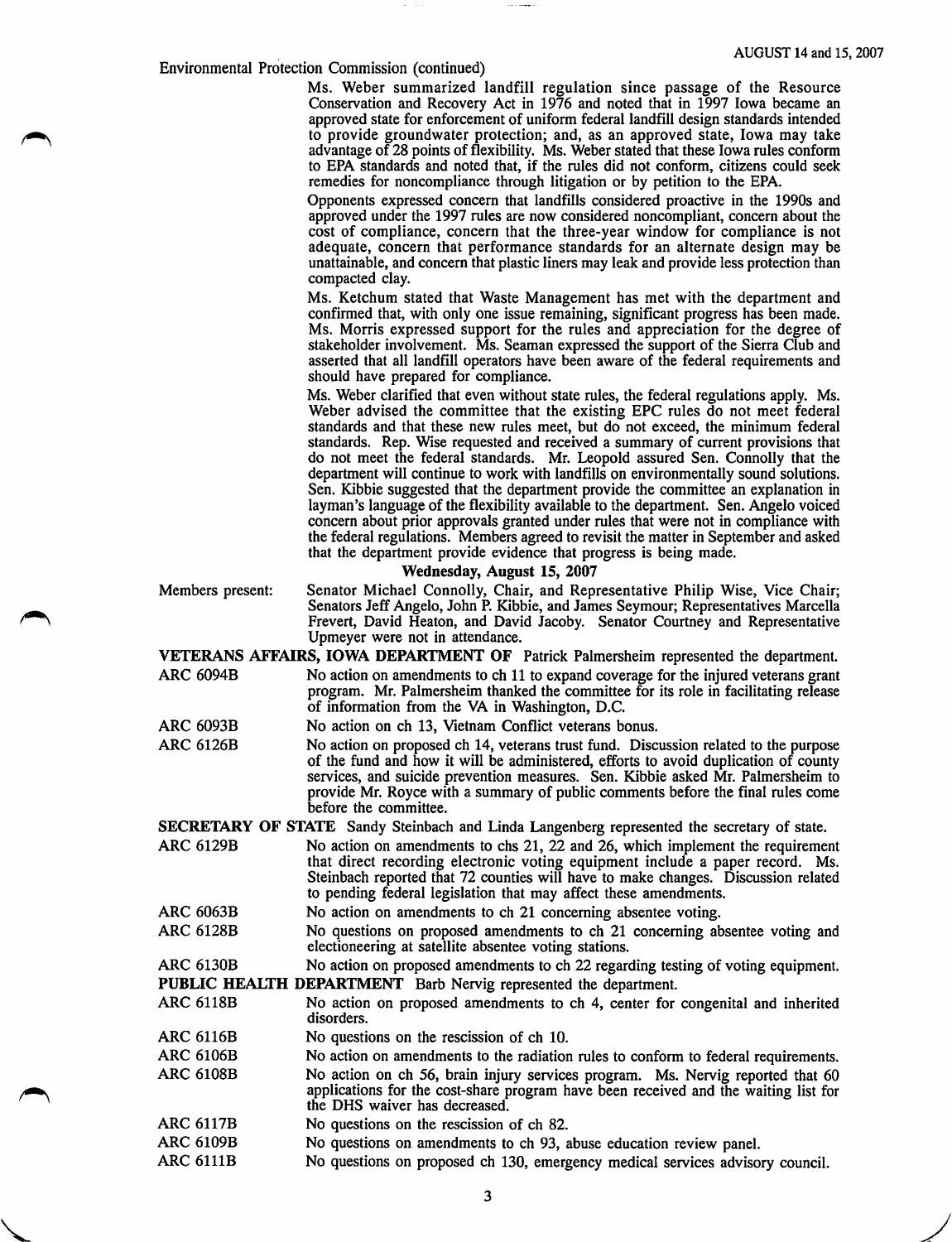Environmental Protection Commission (continued)

Ms. Weber summarized landfill regulation since passage of the Resource Conservation and Recovery Act in 1976 and noted that in 1997 Iowa became an approved state for enforcement of uniform federal landfill design standards intended to provide groundwater protection; and, as an approved state, Iowa may take advantage of 28 points of flexibility. Ms. Weber stated that these Iowa rules conform to EPA standards and noted that, if the rules did not conform, citizens could seek remedies for noncompliance through litigation or by petition to the EPA.

Opponents expressed concern that landfills considered proactive in the 1990s and approved under the 1997 rules are now considered noncompliant, concern about the cost of compliance, concern that the three-year window for compliance is not adequate, concern that performance standards for an alternate design may be unattainable, and concern that plastic liners may leak and provide less protection than compacted clay.

Ms. Ketchum stated that Waste Management has met with the department and confirmed that, with only one issue remaining, significant progress has been made. Ms. Morris expressed support for the rules and appreciation for the degree of stakeholder involvement. Ms. Seaman expressed the support of the Sierra Club and asserted that all landfill operators have been aware of the federal requirements and should have prepared for compliance.

Ms. Weber clarified that even without state rules, the federal regulations apply. Ms. Weber advised the committee that the existing EPC rules do not meet federal standards and that these new rules meet, but do not exceed, the minimum federal standards. Rep. Wise requested and received a summary of current provisions that do not meet the federal standards. Mr. Leopold assured Sen. Connolly that the department will continue to work with landfills on environmentally sound solutions. Sen. Kibbie suggested that the department provide the committee an explanation in layman's language of the flexibility available to the department. Sen. Angelo voiced concern about prior approvals granted under rules that were not in compliance with the federal regulations. Members agreed to revisit the matter in September and asked that the department provide evidence that progress is being made.

**Wednesday, August 15, 2007**

Members present: Senator Michael Connolly, Chair, and Representative Philip Wise, Vice Chair; Senators Jeff Angelo, John P. Kibbie, and James Seymour; Representatives Marcella Frevert, David Heaton, and David Jacoby. Senator Courtney and Representative Upmeyer were not in attendance.

**VETERANS AFFAIRS, IOWA DEPARTMENT OF** Patrick Palmersheim represented the department.

ARC 6094B — No action on amendments to ch 11 to expand coverage for the injured veterans grant program. Mr. Palmersheim thanked the committee for its role in facilitating release of information from the VA in Washington, D.C.

ARC 6093B — No action on ch 13, Vietnam Conflict veterans bonus.

ARC 6126B — No action on proposed ch 14, veterans trust fund. Discussion related to the purpose of the fund and how it will be administered, efforts to avoid duplication of county services, and suicide prevention measures. Sen. Kibbie asked Mr. Palmersheim to provide Mr. Royce with a summary of public comments before the final rules come before the committee.

**SECRETARY OF STATE** Sandy Steinbach and Linda Langenberg represented the secretary of state.

ARC 6129B — No action on amendments to chs 21, 22 and 26, which implement the requirement that direct recording electronic voting equipment include a paper record. Ms. Steinbach reported that 72 counties will have to make changes. Discussion related to pending federal legislation that may affect these amendments.

ARC 6063B — No action on amendments to ch 21 concerning absentee voting.

ARC 6128B — No questions on proposed amendments to ch 21 concerning absentee voting and electioneering at satellite absentee voting stations.

ARC 6130B — No action on proposed amendments to ch 22 regarding testing of voting equipment.

**PUBLIC HEALTH DEPARTMENT** Barb Nervig represented the department.

ARC 6118B — No action on proposed amendments to ch 4, center for congenital and inherited disorders.

ARC 6116B — No questions on the rescission of ch 10.

ARC 6106B — No action on amendments to the radiation rules to conform to federal requirements.

ARC 6108B — No action on ch 56, brain injury services program. Ms. Nervig reported that 60 applications for the cost-share program have been received and the waiting list for the DHS waiver has decreased.

ARC 6117B — No questions on the rescission of ch 82.

ARC 6109B — No questions on amendments to ch 93, abuse education review panel.

ARC 6111B — No questions on proposed ch 130, emergency medical services advisory council.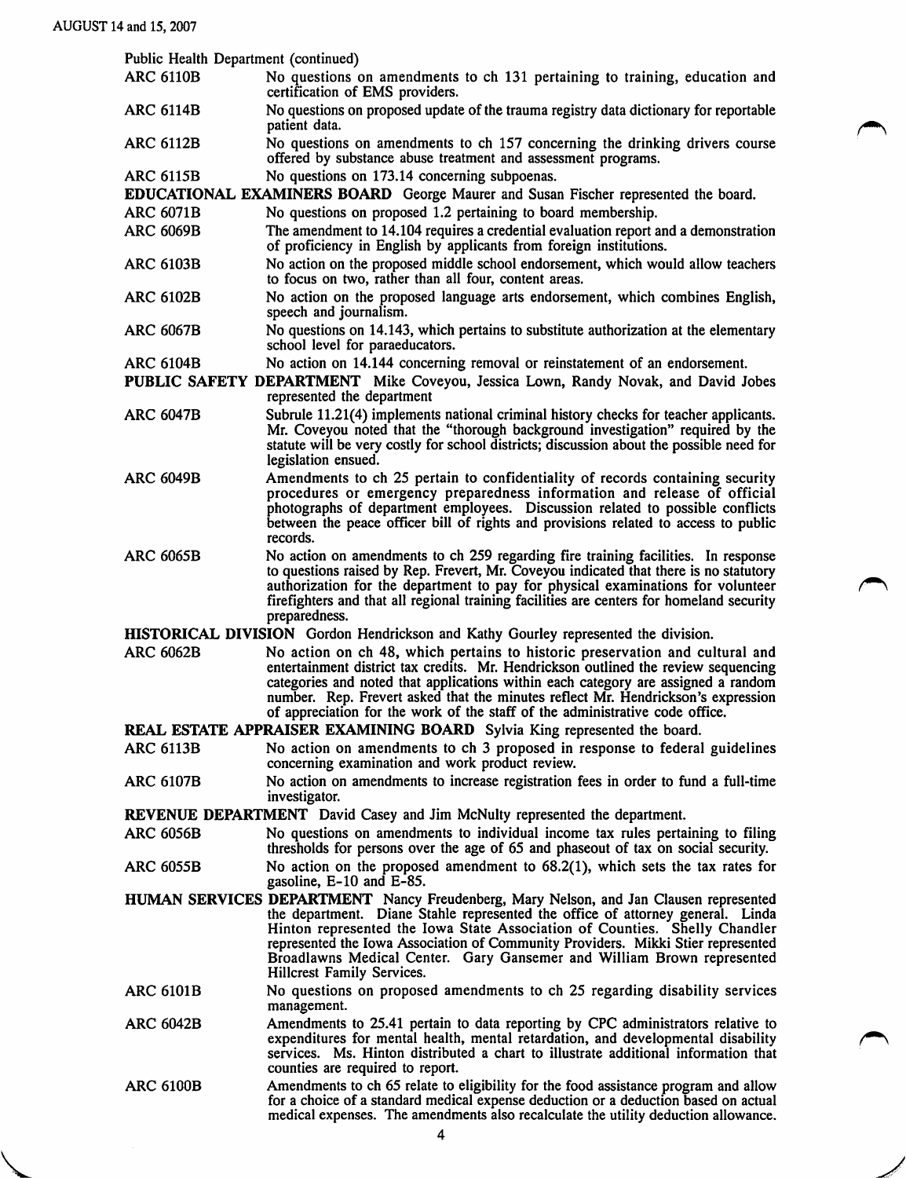Public Health Department (continued)

ARC 6110B — No questions on amendments to ch 131 pertaining to training, education and certification of EMS providers.

ARC 6114B — No questions on proposed update of the trauma registry data dictionary for reportable patient data.

ARC 6112B — No questions on amendments to ch 157 concerning the drinking drivers course offered by substance abuse treatment and assessment programs.

ARC 6115B — No questions on 173.14 concerning subpoenas.

**EDUCATIONAL EXAMINERS BOARD** George Maurer and Susan Fischer represented the board.

ARC 6071B — No questions on proposed 1.2 pertaining to board membership.

ARC 6069B — The amendment to 14.104 requires a credential evaluation report and a demonstration of proficiency in English by applicants from foreign institutions.

ARC 6103B — No action on the proposed middle school endorsement, which would allow teachers to focus on two, rather than all four, content areas.

ARC 6102B — No action on the proposed language arts endorsement, which combines English, speech and journalism.

ARC 6067B — No questions on 14.143, which pertains to substitute authorization at the elementary school level for paraeducators.

ARC 6104B — No action on 14.144 concerning removal or reinstatement of an endorsement.

**PUBLIC SAFETY DEPARTMENT** Mike Coveyou, Jessica Lown, Randy Novak, and David Jobes represented the department

ARC 6047B — Subrule 11.21(4) implements national criminal history checks for teacher applicants. Mr. Coveyou noted that the "thorough background investigation" required by the statute will be very costly for school districts; discussion about the possible need for legislation ensued.

ARC 6049B — Amendments to ch 25 pertain to confidentiality of records containing security procedures or emergency preparedness information and release of official photographs of department employees. Discussion related to possible conflicts between the peace officer bill of rights and provisions related to access to public records.

ARC 6065B — No action on amendments to ch 259 regarding fire training facilities. In response to questions raised by Rep. Frevert, Mr. Coveyou indicated that there is no statutory authorization for the department to pay for physical examinations for volunteer firefighters and that all regional training facilities are centers for homeland security preparedness.

**HISTORICAL DIVISION** Gordon Hendrickson and Kathy Gourley represented the division.

ARC 6062B — No action on ch 48, which pertains to historic preservation and cultural and entertainment district tax credits. Mr. Hendrickson outlined the review sequencing categories and noted that applications within each category are assigned a random number. Rep. Frevert asked that the minutes reflect Mr. Hendrickson's expression of appreciation for the work of the staff of the administrative code office.

**REAL ESTATE APPRAISER EXAMINING BOARD** Sylvia King represented the board.

ARC 6113B — No action on amendments to ch 3 proposed in response to federal guidelines concerning examination and work product review.

ARC 6107B — No action on amendments to increase registration fees in order to fund a full-time investigator.

**REVENUE DEPARTMENT** David Casey and Jim McNulty represented the department.

ARC 6056B — No questions on amendments to individual income tax rules pertaining to filing thresholds for persons over the age of 65 and phaseout of tax on social security.

ARC 6055B — No action on the proposed amendment to 68.2(1), which sets the tax rates for gasoline, E-10 and E-85.

**HUMAN SERVICES DEPARTMENT** Nancy Freudenberg, Mary Nelson, and Jan Clausen represented the department. Diane Stahle represented the office of attorney general. Linda Hinton represented the Iowa State Association of Counties. Shelly Chandler represented the Iowa Association of Community Providers. Mikki Stier represented Broadlawns Medical Center. Gary Gansemer and William Brown represented Hillcrest Family Services.

ARC 6101B — No questions on proposed amendments to ch 25 regarding disability services management.

ARC 6042B — Amendments to 25.41 pertain to data reporting by CPC administrators relative to expenditures for mental health, mental retardation, and developmental disability services. Ms. Hinton distributed a chart to illustrate additional information that counties are required to report.

ARC 6100B — Amendments to ch 65 relate to eligibility for the food assistance program and allow for a choice of a standard medical expense deduction or a deduction based on actual medical expenses. The amendments also recalculate the utility deduction allowance.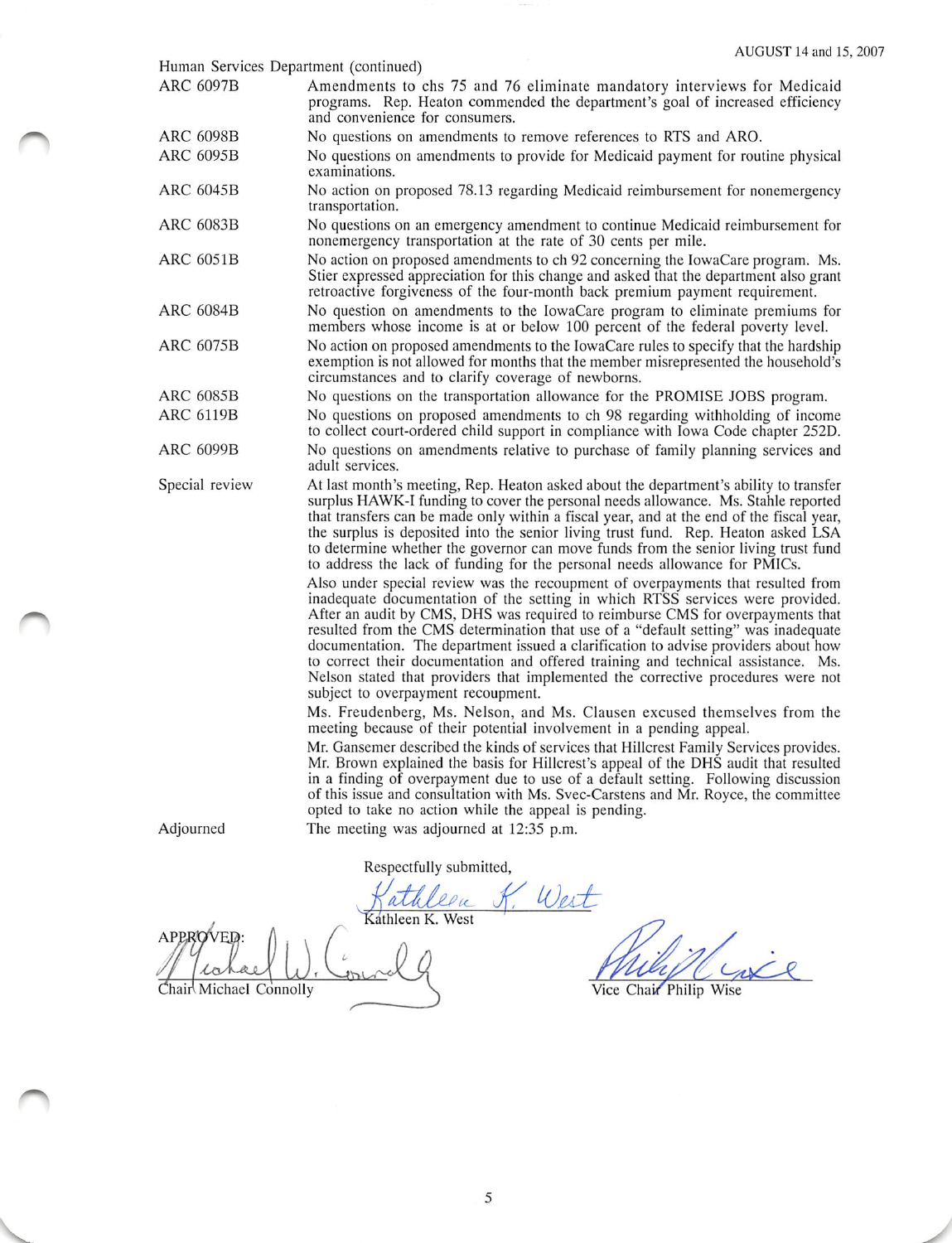Human Services Department (continued)

| | |
|---|---|
| ARC 6097B | Amendments to chs 75 and 76 eliminate mandatory interviews for Medicaid programs. Rep. Heaton commended the department's goal of increased efficiency and convenience for consumers. |
| ARC 6098B | No questions on amendments to remove references to RTS and ARO. |
| ARC 6095B | No questions on amendments to provide for Medicaid payment for routine physical examinations. |
| ARC 6045B | No action on proposed 78.13 regarding Medicaid reimbursement for nonemergency transportation. |
| ARC 6083B | No questions on an emergency amendment to continue Medicaid reimbursement for nonemergency transportation at the rate of 30 cents per mile. |
| ARC 6051B | No action on proposed amendments to ch 92 concerning the IowaCare program. Ms. Stier expressed appreciation for this change and asked that the department also grant retroactive forgiveness of the four-month back premium payment requirement. |
| ARC 6084B | No question on amendments to the IowaCare program to eliminate premiums for members whose income is at or below 100 percent of the federal poverty level. |
| ARC 6075B | No action on proposed amendments to the IowaCare rules to specify that the hardship exemption is not allowed for months that the member misrepresented the household's circumstances and to clarify coverage of newborns. |
| ARC 6085B | No questions on the transportation allowance for the PROMISE JOBS program. |
| ARC 6119B | No questions on proposed amendments to ch 98 regarding withholding of income to collect court-ordered child support in compliance with Iowa Code chapter 252D. |
| ARC 6099B | No questions on amendments relative to purchase of family planning services and adult services. |
| Special review | At last month's meeting, Rep. Heaton asked about the department's ability to transfer surplus HAWK-I funding to cover the personal needs allowance. Ms. Stahle reported that transfers can be made only within a fiscal year, and at the end of the fiscal year, the surplus is deposited into the senior living trust fund. Rep. Heaton asked LSA to determine whether the governor can move funds from the senior living trust fund to address the lack of funding for the personal needs allowance for PMICs. |

Also under special review was the recoupment of overpayments that resulted from inadequate documentation of the setting in which RTSS services were provided. After an audit by CMS, DHS was required to reimburse CMS for overpayments that resulted from the CMS determination that use of a "default setting" was inadequate documentation. The department issued a clarification to advise providers about how to correct their documentation and offered training and technical assistance. Ms. Nelson stated that providers that implemented the corrective procedures were not subject to overpayment recoupment.

Ms. Freudenberg, Ms. Nelson, and Ms. Clausen excused themselves from the meeting because of their potential involvement in a pending appeal.

Mr. Gansemer described the kinds of services that Hillcrest Family Services provides. Mr. Brown explained the basis for Hillcrest's appeal of the DHS audit that resulted in a finding of overpayment due to use of a default setting. Following discussion of this issue and consultation with Ms. Svec-Carstens and Mr. Royce, the committee opted to take no action while the appeal is pending.

Adjourned — The meeting was adjourned at 12:35 p.m.

Respectfully submitted,

Kathleen K. West

APPROVED:

Chair Michael Connolly

Vice Chair Philip Wise